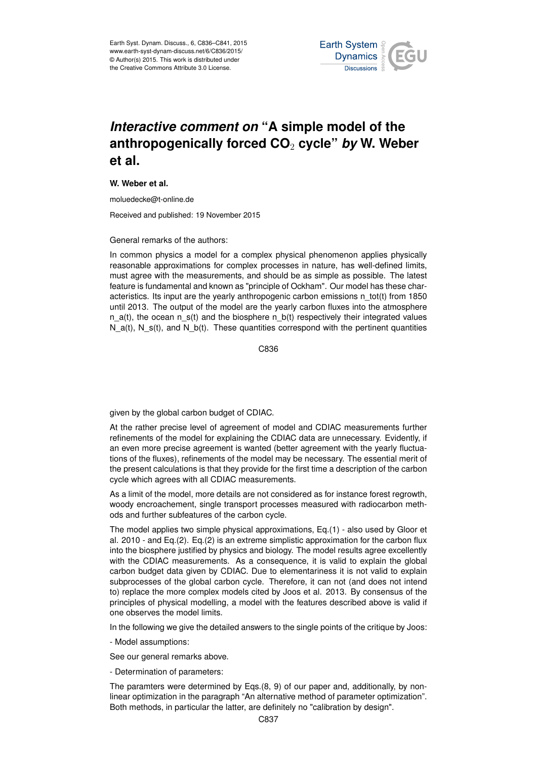# *Interactive comment on* "A simple model of the anthropogenically forced $CO_2$ cycle" *by* W. Weber et al.

**W. Weber et al.**

moluedecke@t-online.de

Received and published: 19 November 2015

General remarks of the authors:

In common physics a model for a complex physical phenomenon applies physically reasonable approximations for complex processes in nature, has well-defined limits, must agree with the measurements, and should be as simple as possible. The latest feature is fundamental and known as "principle of Ockham". Our model has these characteristics. Its input are the yearly anthropogenic carbon emissions n_tot(t) from 1850 until 2013. The output of the model are the yearly carbon fluxes into the atmosphere n_a(t), the ocean n_s(t) and the biosphere n_b(t) respectively their integrated values N_a(t), N_s(t), and N_b(t). These quantities correspond with the pertinent quantities given by the global carbon budget of CDIAC.

At the rather precise level of agreement of model and CDIAC measurements further refinements of the model for explaining the CDIAC data are unnecessary. Evidently, if an even more precise agreement is wanted (better agreement with the yearly fluctuations of the fluxes), refinements of the model may be necessary. The essential merit of the present calculations is that they provide for the first time a description of the carbon cycle which agrees with all CDIAC measurements.

As a limit of the model, more details are not considered as for instance forest regrowth, woody encroachement, single transport processes measured with radiocarbon methods and further subfeatures of the carbon cycle.

The model applies two simple physical approximations, Eq.(1) - also used by Gloor et al. 2010 - and Eq.(2). Eq.(2) is an extreme simplistic approximation for the carbon flux into the biosphere justified by physics and biology. The model results agree excellently with the CDIAC measurements. As a consequence, it is valid to explain the global carbon budget data given by CDIAC. Due to elementariness it is not valid to explain subprocesses of the global carbon cycle. Therefore, it can not (and does not intend to) replace the more complex models cited by Joos et al. 2013. By consensus of the principles of physical modelling, a model with the features described above is valid if one observes the model limits.

In the following we give the detailed answers to the single points of the critique by Joos:

- Model assumptions:

See our general remarks above.

- Determination of parameters:

The paramters were determined by Eqs.(8, 9) of our paper and, additionally, by non-linear optimization in the paragraph "An alternative method of parameter optimization". Both methods, in particular the latter, are definitely no "calibration by design".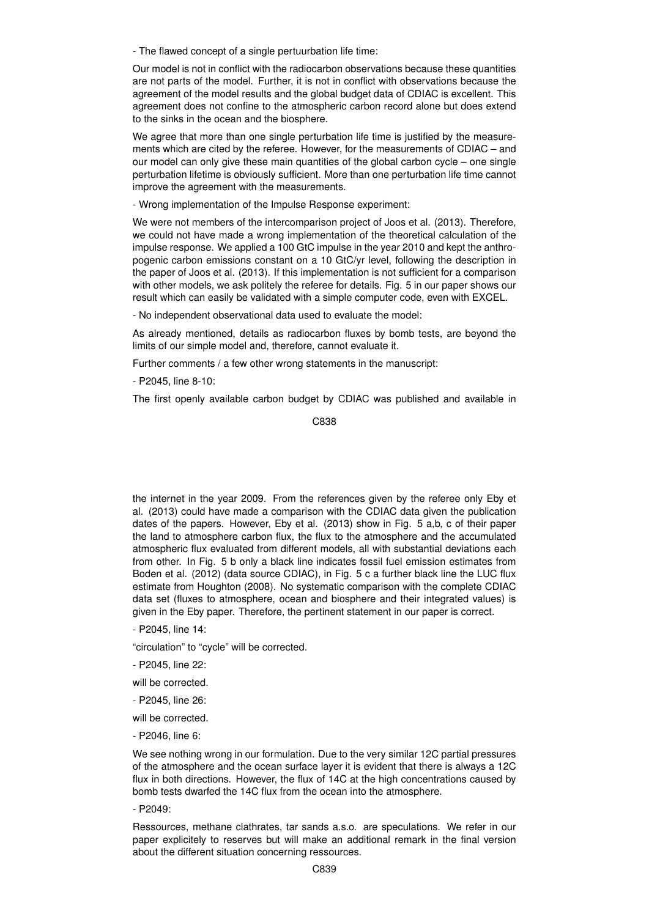- The flawed concept of a single pertuurbation life time:

Our model is not in conflict with the radiocarbon observations because these quantities are not parts of the model. Further, it is not in conflict with observations because the agreement of the model results and the global budget data of CDIAC is excellent. This agreement does not confine to the atmospheric carbon record alone but does extend to the sinks in the ocean and the biosphere.

We agree that more than one single perturbation life time is justified by the measurements which are cited by the referee. However, for the measurements of CDIAC – and our model can only give these main quantities of the global carbon cycle – one single perturbation lifetime is obviously sufficient. More than one perturbation life time cannot improve the agreement with the measurements.

- Wrong implementation of the Impulse Response experiment:

We were not members of the intercomparison project of Joos et al. (2013). Therefore, we could not have made a wrong implementation of the theoretical calculation of the impulse response. We applied a 100 GtC impulse in the year 2010 and kept the anthropogenic carbon emissions constant on a 10 GtC/yr level, following the description in the paper of Joos et al. (2013). If this implementation is not sufficient for a comparison with other models, we ask politely the referee for details. Fig. 5 in our paper shows our result which can easily be validated with a simple computer code, even with EXCEL.

- No independent observational data used to evaluate the model:

As already mentioned, details as radiocarbon fluxes by bomb tests, are beyond the limits of our simple model and, therefore, cannot evaluate it.

Further comments / a few other wrong statements in the manuscript:

- P2045, line 8-10:

The first openly available carbon budget by CDIAC was published and available in the internet in the year 2009. From the references given by the referee only Eby et al. (2013) could have made a comparison with the CDIAC data given the publication dates of the papers. However, Eby et al. (2013) show in Fig. 5 a,b, c of their paper the land to atmosphere carbon flux, the flux to the atmosphere and the accumulated atmospheric flux evaluated from different models, all with substantial deviations each from other. In Fig. 5 b only a black line indicates fossil fuel emission estimates from Boden et al. (2012) (data source CDIAC), in Fig. 5 c a further black line the LUC flux estimate from Houghton (2008). No systematic comparison with the complete CDIAC data set (fluxes to atmosphere, ocean and biosphere and their integrated values) is given in the Eby paper. Therefore, the pertinent statement in our paper is correct.

- P2045, line 14:

"circulation" to "cycle" will be corrected.

- P2045, line 22:

will be corrected.

- P2045, line 26:

will be corrected.

- P2046, line 6:

We see nothing wrong in our formulation. Due to the very similar 12C partial pressures of the atmosphere and the ocean surface layer it is evident that there is always a 12C flux in both directions. However, the flux of 14C at the high concentrations caused by bomb tests dwarfed the 14C flux from the ocean into the atmosphere.

- P2049:

Ressources, methane clathrates, tar sands a.s.o. are speculations. We refer in our paper explicitely to reserves but will make an additional remark in the final version about the different situation concerning ressources.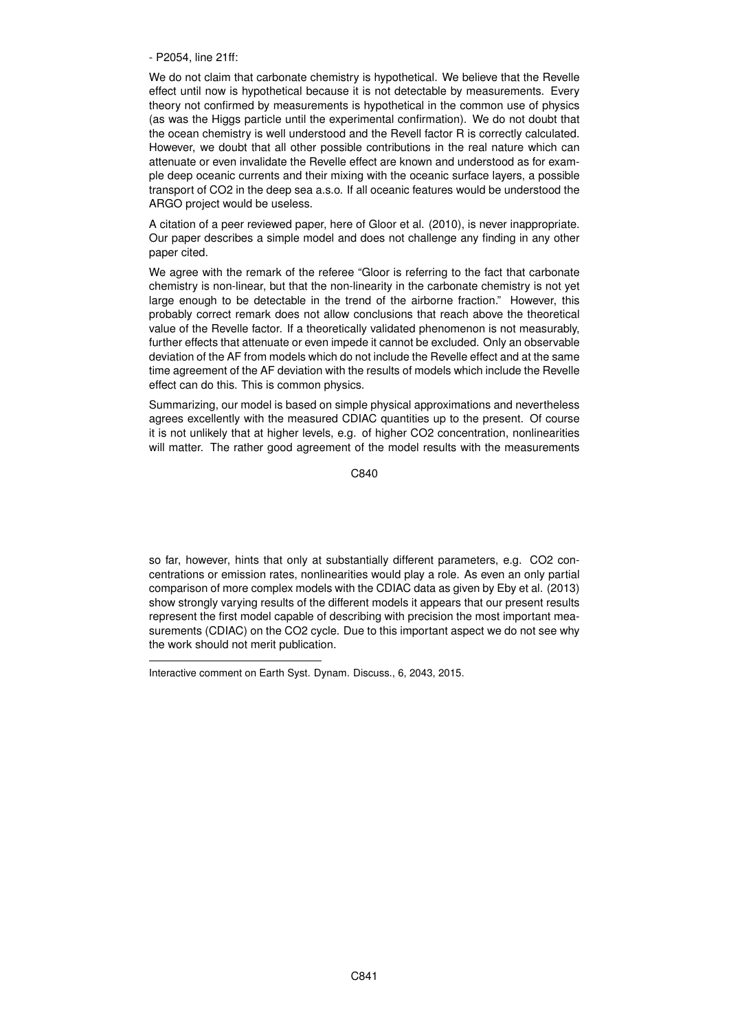- P2054, line 21ff:

We do not claim that carbonate chemistry is hypothetical. We believe that the Revelle effect until now is hypothetical because it is not detectable by measurements. Every theory not confirmed by measurements is hypothetical in the common use of physics (as was the Higgs particle until the experimental confirmation). We do not doubt that the ocean chemistry is well understood and the Revell factor R is correctly calculated. However, we doubt that all other possible contributions in the real nature which can attenuate or even invalidate the Revelle effect are known and understood as for example deep oceanic currents and their mixing with the oceanic surface layers, a possible transport of CO2 in the deep sea a.s.o. If all oceanic features would be understood the ARGO project would be useless.

A citation of a peer reviewed paper, here of Gloor et al. (2010), is never inappropriate. Our paper describes a simple model and does not challenge any finding in any other paper cited.

We agree with the remark of the referee "Gloor is referring to the fact that carbonate chemistry is non-linear, but that the non-linearity in the carbonate chemistry is not yet large enough to be detectable in the trend of the airborne fraction." However, this probably correct remark does not allow conclusions that reach above the theoretical value of the Revelle factor. If a theoretically validated phenomenon is not measurably, further effects that attenuate or even impede it cannot be excluded. Only an observable deviation of the AF from models which do not include the Revelle effect and at the same time agreement of the AF deviation with the results of models which include the Revelle effect can do this. This is common physics.

Summarizing, our model is based on simple physical approximations and nevertheless agrees excellently with the measured CDIAC quantities up to the present. Of course it is not unlikely that at higher levels, e.g. of higher CO2 concentration, nonlinearities will matter. The rather good agreement of the model results with the measurements so far, however, hints that only at substantially different parameters, e.g. CO2 concentrations or emission rates, nonlinearities would play a role. As even an only partial comparison of more complex models with the CDIAC data as given by Eby et al. (2013) show strongly varying results of the different models it appears that our present results represent the first model capable of describing with precision the most important measurements (CDIAC) on the CO2 cycle. Due to this important aspect we do not see why the work should not merit publication.

---

Interactive comment on Earth Syst. Dynam. Discuss., 6, 2043, 2015.